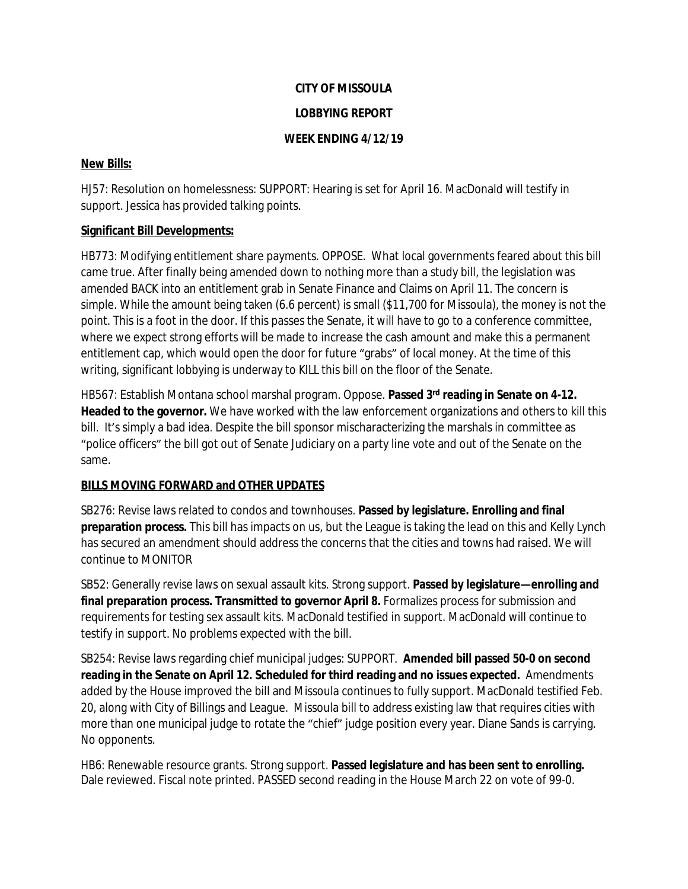**CITY OF MISSOULA**

**LOBBYING REPORT**

**WEEK ENDING 4/12/19**

**New Bills:**

HJ57: Resolution on homelessness: SUPPORT: Hearing is set for April 16. MacDonald will testify in support. Jessica has provided talking points.

**Significant Bill Developments:**

HB773: Modifying entitlement share payments. OPPOSE. What local governments feared about this bill came true. After finally being amended down to nothing more than a study bill, the legislation was amended BACK into an entitlement grab in Senate Finance and Claims on April 11. The concern is simple. While the amount being taken (6.6 percent) is small ($11,700 for Missoula), the money is not the point. This is a foot in the door. If this passes the Senate, it will have to go to a conference committee, where we expect strong efforts will be made to increase the cash amount and make this a permanent entitlement cap, which would open the door for future "grabs" of local money. At the time of this writing, significant lobbying is underway to KILL this bill on the floor of the Senate.

HB567: Establish Montana school marshal program. Oppose. **Passed 3rd reading in Senate on 4-12. Headed to the governor.** We have worked with the law enforcement organizations and others to kill this bill. It's simply a bad idea. Despite the bill sponsor mischaracterizing the marshals in committee as "police officers" the bill got out of Senate Judiciary on a party line vote and out of the Senate on the same.

**BILLS MOVING FORWARD and OTHER UPDATES**

SB276: Revise laws related to condos and townhouses. **Passed by legislature. Enrolling and final preparation process.** This bill has impacts on us, but the League is taking the lead on this and Kelly Lynch has secured an amendment should address the concerns that the cities and towns had raised. We will continue to MONITOR

SB52: Generally revise laws on sexual assault kits. Strong support. **Passed by legislature—enrolling and final preparation process. Transmitted to governor April 8.** Formalizes process for submission and requirements for testing sex assault kits. MacDonald testified in support. MacDonald will continue to testify in support. No problems expected with the bill.

SB254: Revise laws regarding chief municipal judges: SUPPORT. **Amended bill passed 50-0 on second reading in the Senate on April 12. Scheduled for third reading and no issues expected.** Amendments added by the House improved the bill and Missoula continues to fully support. MacDonald testified Feb. 20, along with City of Billings and League. Missoula bill to address existing law that requires cities with more than one municipal judge to rotate the "chief" judge position every year. Diane Sands is carrying. No opponents.

HB6: Renewable resource grants. Strong support. **Passed legislature and has been sent to enrolling.** Dale reviewed. Fiscal note printed. PASSED second reading in the House March 22 on vote of 99-0.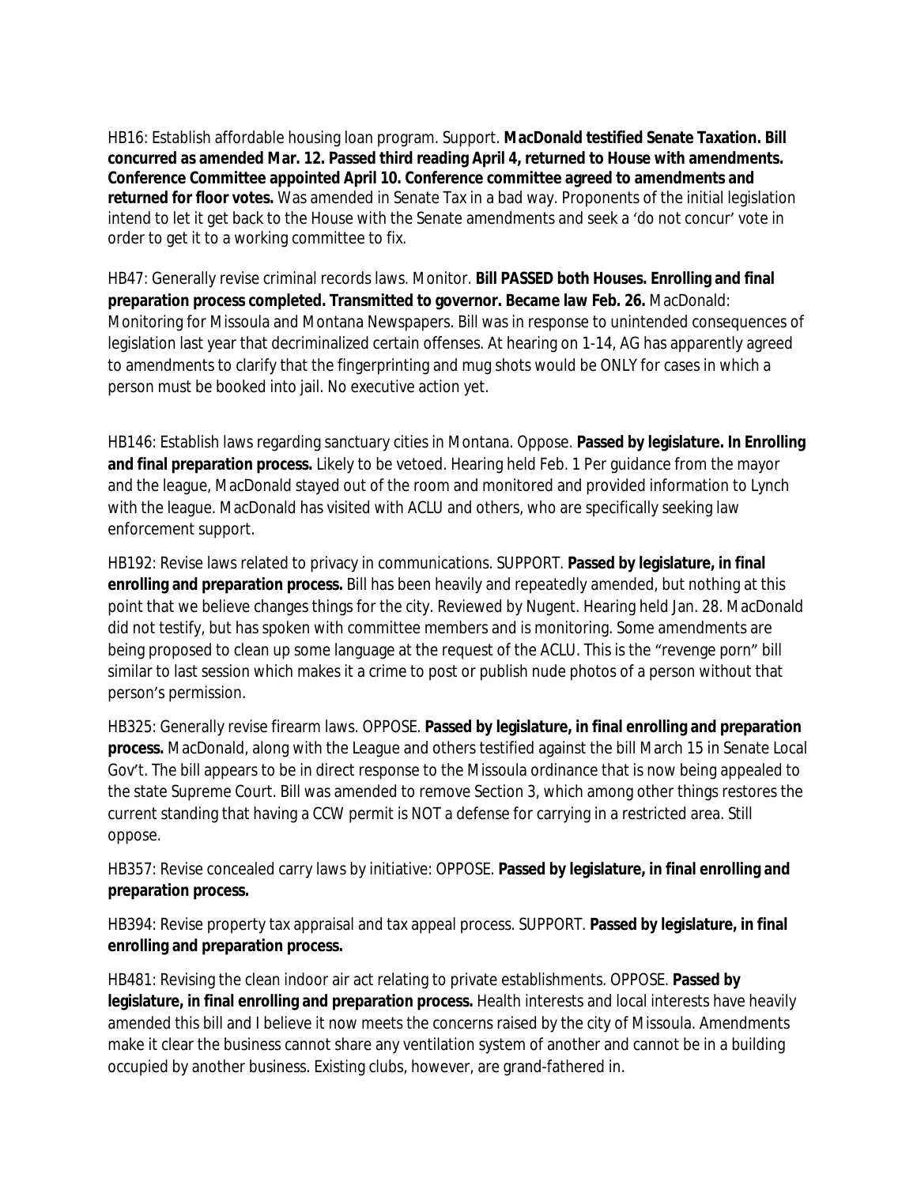HB16: Establish affordable housing loan program. Support. **MacDonald testified Senate Taxation. Bill concurred as amended Mar. 12. Passed third reading April 4, returned to House with amendments. Conference Committee appointed April 10. Conference committee agreed to amendments and returned for floor votes.** Was amended in Senate Tax in a bad way. Proponents of the initial legislation intend to let it get back to the House with the Senate amendments and seek a 'do not concur' vote in order to get it to a working committee to fix.

HB47: Generally revise criminal records laws. Monitor. **Bill PASSED both Houses. Enrolling and final preparation process completed. Transmitted to governor. Became law Feb. 26.** MacDonald: Monitoring for Missoula and Montana Newspapers. Bill was in response to unintended consequences of legislation last year that decriminalized certain offenses. At hearing on 1-14, AG has apparently agreed to amendments to clarify that the fingerprinting and mug shots would be ONLY for cases in which a person must be booked into jail. No executive action yet.

HB146: Establish laws regarding sanctuary cities in Montana. Oppose. **Passed by legislature. In Enrolling and final preparation process.** Likely to be vetoed. Hearing held Feb. 1 Per guidance from the mayor and the league, MacDonald stayed out of the room and monitored and provided information to Lynch with the league. MacDonald has visited with ACLU and others, who are specifically seeking law enforcement support.

HB192: Revise laws related to privacy in communications. SUPPORT. **Passed by legislature, in final enrolling and preparation process.** Bill has been heavily and repeatedly amended, but nothing at this point that we believe changes things for the city. Reviewed by Nugent. Hearing held Jan. 28. MacDonald did not testify, but has spoken with committee members and is monitoring. Some amendments are being proposed to clean up some language at the request of the ACLU. This is the "revenge porn" bill similar to last session which makes it a crime to post or publish nude photos of a person without that person's permission.

HB325: Generally revise firearm laws. OPPOSE. **Passed by legislature, in final enrolling and preparation process.** MacDonald, along with the League and others testified against the bill March 15 in Senate Local Gov't. The bill appears to be in direct response to the Missoula ordinance that is now being appealed to the state Supreme Court. Bill was amended to remove Section 3, which among other things restores the current standing that having a CCW permit is NOT a defense for carrying in a restricted area. Still oppose.

HB357: Revise concealed carry laws by initiative: OPPOSE. **Passed by legislature, in final enrolling and preparation process.**

HB394: Revise property tax appraisal and tax appeal process. SUPPORT. **Passed by legislature, in final enrolling and preparation process.**

HB481: Revising the clean indoor air act relating to private establishments. OPPOSE. **Passed by legislature, in final enrolling and preparation process.** Health interests and local interests have heavily amended this bill and I believe it now meets the concerns raised by the city of Missoula. Amendments make it clear the business cannot share any ventilation system of another and cannot be in a building occupied by another business. Existing clubs, however, are grand-fathered in.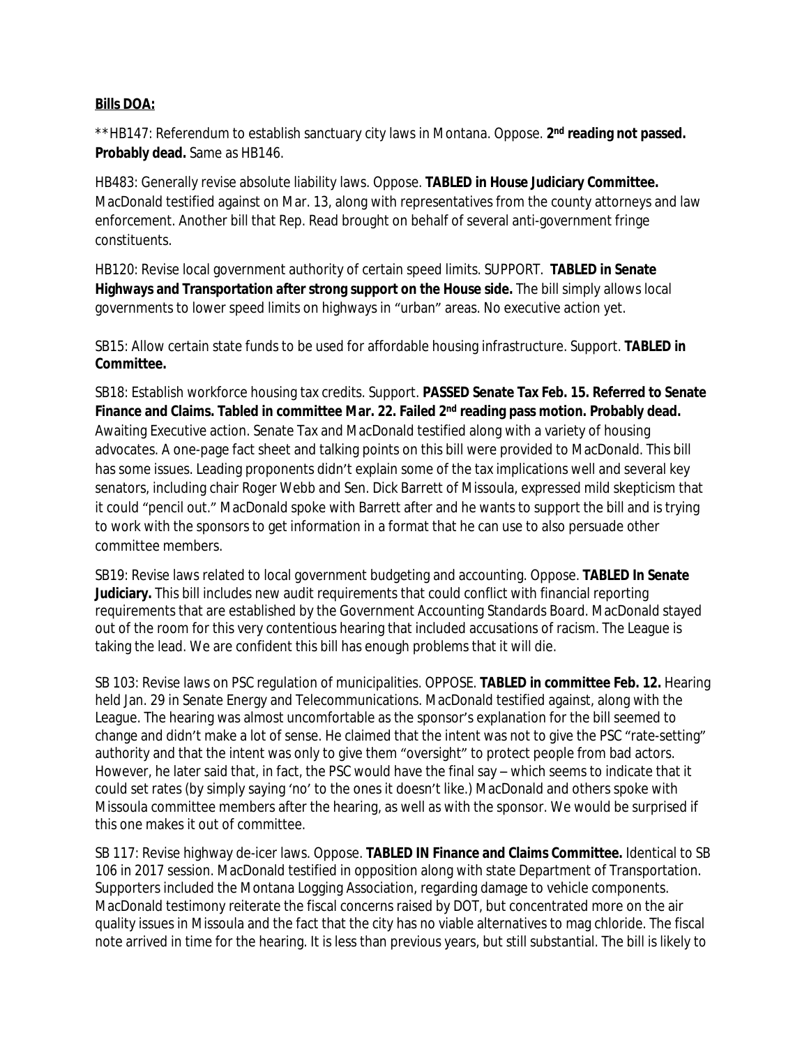**Bills DOA:**

**HB147: Referendum to establish sanctuary city laws in Montana. Oppose. **2nd reading not passed. Probably dead.** Same as HB146.

HB483: Generally revise absolute liability laws. Oppose. **TABLED in House Judiciary Committee.** MacDonald testified against on Mar. 13, along with representatives from the county attorneys and law enforcement. Another bill that Rep. Read brought on behalf of several anti-government fringe constituents.

HB120: Revise local government authority of certain speed limits. SUPPORT. **TABLED in Senate Highways and Transportation after strong support on the House side.** The bill simply allows local governments to lower speed limits on highways in "urban" areas. No executive action yet.

SB15: Allow certain state funds to be used for affordable housing infrastructure. Support. **TABLED in Committee.**

SB18: Establish workforce housing tax credits. Support. **PASSED Senate Tax Feb. 15. Referred to Senate Finance and Claims. Tabled in committee Mar. 22. Failed 2nd reading pass motion. Probably dead.** Awaiting Executive action. Senate Tax and MacDonald testified along with a variety of housing advocates. A one-page fact sheet and talking points on this bill were provided to MacDonald. This bill has some issues. Leading proponents didn't explain some of the tax implications well and several key senators, including chair Roger Webb and Sen. Dick Barrett of Missoula, expressed mild skepticism that it could "pencil out." MacDonald spoke with Barrett after and he wants to support the bill and is trying to work with the sponsors to get information in a format that he can use to also persuade other committee members.

SB19: Revise laws related to local government budgeting and accounting. Oppose. **TABLED In Senate Judiciary.** This bill includes new audit requirements that could conflict with financial reporting requirements that are established by the Government Accounting Standards Board. MacDonald stayed out of the room for this very contentious hearing that included accusations of racism. The League is taking the lead. We are confident this bill has enough problems that it will die.

SB 103: Revise laws on PSC regulation of municipalities. OPPOSE. **TABLED in committee Feb. 12.** Hearing held Jan. 29 in Senate Energy and Telecommunications. MacDonald testified against, along with the League. The hearing was almost uncomfortable as the sponsor's explanation for the bill seemed to change and didn't make a lot of sense. He claimed that the intent was not to give the PSC "rate-setting" authority and that the intent was only to give them "oversight" to protect people from bad actors. However, he later said that, in fact, the PSC would have the final say – which seems to indicate that it could set rates (by simply saying 'no' to the ones it doesn't like.) MacDonald and others spoke with Missoula committee members after the hearing, as well as with the sponsor. We would be surprised if this one makes it out of committee.

SB 117: Revise highway de-icer laws. Oppose. **TABLED IN Finance and Claims Committee.** Identical to SB 106 in 2017 session. MacDonald testified in opposition along with state Department of Transportation. Supporters included the Montana Logging Association, regarding damage to vehicle components. MacDonald testimony reiterate the fiscal concerns raised by DOT, but concentrated more on the air quality issues in Missoula and the fact that the city has no viable alternatives to mag chloride. The fiscal note arrived in time for the hearing. It is less than previous years, but still substantial. The bill is likely to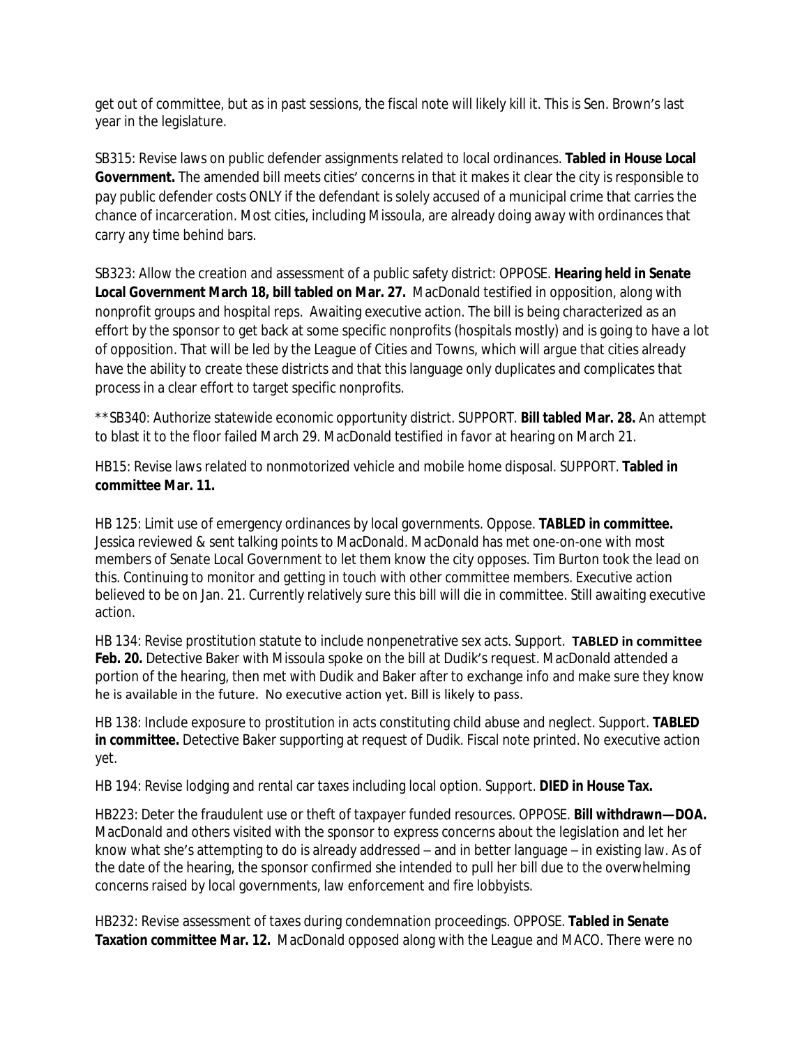get out of committee, but as in past sessions, the fiscal note will likely kill it. This is Sen. Brown's last year in the legislature.

SB315: Revise laws on public defender assignments related to local ordinances. **Tabled in House Local Government.** The amended bill meets cities' concerns in that it makes it clear the city is responsible to pay public defender costs ONLY if the defendant is solely accused of a municipal crime that carries the chance of incarceration. Most cities, including Missoula, are already doing away with ordinances that carry any time behind bars.

SB323: Allow the creation and assessment of a public safety district: OPPOSE. **Hearing held in Senate Local Government March 18, bill tabled on Mar. 27.** MacDonald testified in opposition, along with nonprofit groups and hospital reps. Awaiting executive action. The bill is being characterized as an effort by the sponsor to get back at some specific nonprofits (hospitals mostly) and is going to have a lot of opposition. That will be led by the League of Cities and Towns, which will argue that cities already have the ability to create these districts and that this language only duplicates and complicates that process in a clear effort to target specific nonprofits.

**SB340: Authorize statewide economic opportunity district. SUPPORT. **Bill tabled Mar. 28.** An attempt to blast it to the floor failed March 29. MacDonald testified in favor at hearing on March 21.

HB15: Revise laws related to nonmotorized vehicle and mobile home disposal. SUPPORT. **Tabled in committee Mar. 11.**

HB 125: Limit use of emergency ordinances by local governments. Oppose. **TABLED in committee.** Jessica reviewed & sent talking points to MacDonald. MacDonald has met one-on-one with most members of Senate Local Government to let them know the city opposes. Tim Burton took the lead on this. Continuing to monitor and getting in touch with other committee members. Executive action believed to be on Jan. 21. Currently relatively sure this bill will die in committee. Still awaiting executive action.

HB 134: Revise prostitution statute to include nonpenetrative sex acts. Support. **TABLED in committee Feb. 20.** Detective Baker with Missoula spoke on the bill at Dudik's request. MacDonald attended a portion of the hearing, then met with Dudik and Baker after to exchange info and make sure they know he is available in the future. No executive action yet. Bill is likely to pass.

HB 138: Include exposure to prostitution in acts constituting child abuse and neglect. Support. **TABLED in committee.** Detective Baker supporting at request of Dudik. Fiscal note printed. No executive action yet.

HB 194: Revise lodging and rental car taxes including local option. Support. **DIED in House Tax.**

HB223: Deter the fraudulent use or theft of taxpayer funded resources. OPPOSE. **Bill withdrawn—DOA.** MacDonald and others visited with the sponsor to express concerns about the legislation and let her know what she's attempting to do is already addressed – and in better language – in existing law. As of the date of the hearing, the sponsor confirmed she intended to pull her bill due to the overwhelming concerns raised by local governments, law enforcement and fire lobbyists.

HB232: Revise assessment of taxes during condemnation proceedings. OPPOSE. **Tabled in Senate Taxation committee Mar. 12.** MacDonald opposed along with the League and MACO. There were no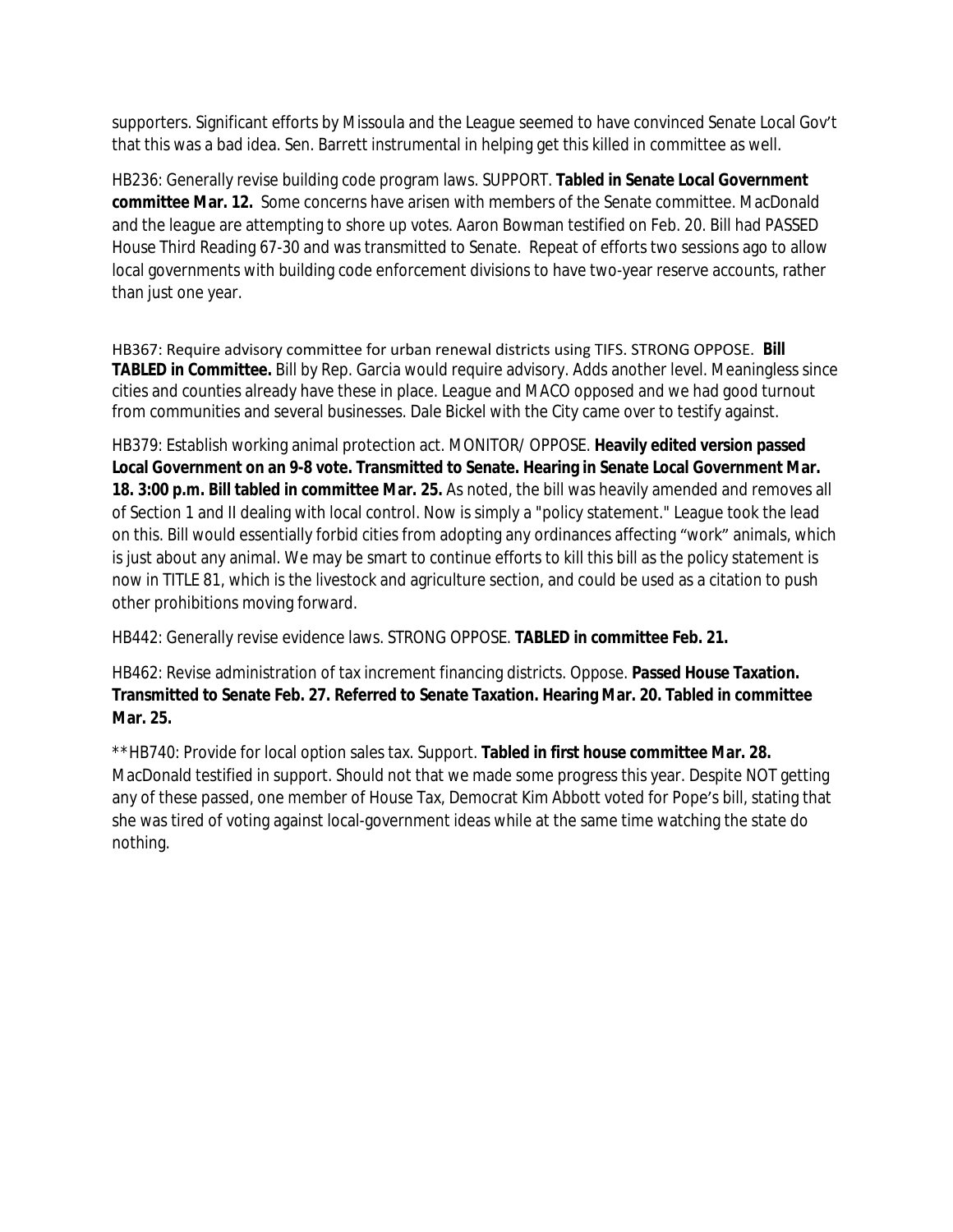supporters. Significant efforts by Missoula and the League seemed to have convinced Senate Local Gov't that this was a bad idea. Sen. Barrett instrumental in helping get this killed in committee as well.

HB236: Generally revise building code program laws. SUPPORT. **Tabled in Senate Local Government committee Mar. 12.** Some concerns have arisen with members of the Senate committee. MacDonald and the league are attempting to shore up votes. Aaron Bowman testified on Feb. 20. Bill had PASSED House Third Reading 67-30 and was transmitted to Senate. Repeat of efforts two sessions ago to allow local governments with building code enforcement divisions to have two-year reserve accounts, rather than just one year.

HB367: Require advisory committee for urban renewal districts using TIFS. STRONG OPPOSE. **Bill TABLED in Committee.** Bill by Rep. Garcia would require advisory. Adds another level. Meaningless since cities and counties already have these in place. League and MACO opposed and we had good turnout from communities and several businesses. Dale Bickel with the City came over to testify against.

HB379: Establish working animal protection act. MONITOR/ OPPOSE. **Heavily edited version passed Local Government on an 9-8 vote. Transmitted to Senate. Hearing in Senate Local Government Mar. 18. 3:00 p.m. Bill tabled in committee Mar. 25.** As noted, the bill was heavily amended and removes all of Section 1 and II dealing with local control. Now is simply a "policy statement." League took the lead on this. Bill would essentially forbid cities from adopting any ordinances affecting "work" animals, which is just about any animal. We may be smart to continue efforts to kill this bill as the policy statement is now in TITLE 81, which is the livestock and agriculture section, and could be used as a citation to push other prohibitions moving forward.

HB442: Generally revise evidence laws. STRONG OPPOSE. **TABLED in committee Feb. 21.**

HB462: Revise administration of tax increment financing districts. Oppose. **Passed House Taxation. Transmitted to Senate Feb. 27. Referred to Senate Taxation. Hearing Mar. 20. Tabled in committee Mar. 25.**

**HB740: Provide for local option sales tax. Support. **Tabled in first house committee Mar. 28.** MacDonald testified in support. Should not that we made some progress this year. Despite NOT getting any of these passed, one member of House Tax, Democrat Kim Abbott voted for Pope's bill, stating that she was tired of voting against local-government ideas while at the same time watching the state do nothing.